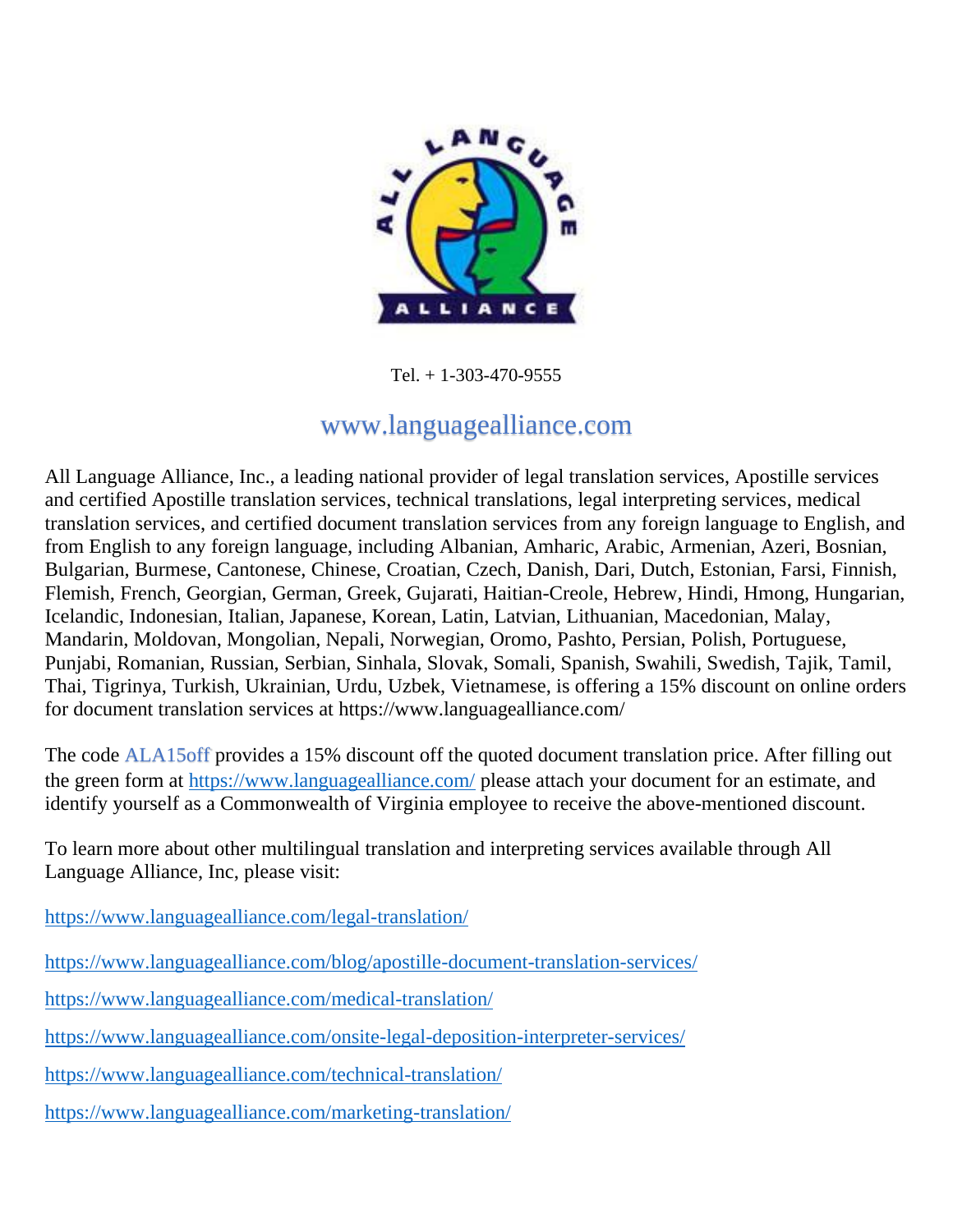Tel. + 1-303-470-9555

www.languagealliance.com

All Language Alliance, Inc., a leading national provider of legal translation services, Apostille services and certified Apostille translation services, technical translations, legal interpreting services, medical translation services, and certified document translation services from any foreign language to English, and from English to any foreign language, including Albanian, Amharic, Arabic, Armenian, Azeri, Bosnian, Bulgarian, Burmese, Cantonese, Chinese, Croatian, Czech, Danish, Dari, Dutch, Estonian, Farsi, Finnish, Flemish, French, Georgian, German, Greek, Gujarati, Haitian-Creole, Hebrew, Hindi, Hmong, Hungarian, Icelandic, Indonesian, Italian, Japanese, Korean, Latin, Latvian, Lithuanian, Macedonian, Malay, Mandarin, Moldovan, Mongolian, Nepali, Norwegian, Oromo, Pashto, Persian, Polish, Portuguese, Punjabi, Romanian, Russian, Serbian, Sinhala, Slovak, Somali, Spanish, Swahili, Swedish, Tajik, Tamil, Thai, Tigrinya, Turkish, Ukrainian, Urdu, Uzbek, Vietnamese, is offering a 15% discount on online orders for document translation services at https://www.languagealliance.com/

The code ALA15off provides a 15% discount off the quoted document translation price. After filling out the green form at https://www.languagealliance.com/ please attach your document for an estimate, and identify yourself as a Commonwealth of Virginia employee to receive the above-mentioned discount.

To learn more about other multilingual translation and interpreting services available through All Language Alliance, Inc, please visit:

https://www.languagealliance.com/legal-translation/

https://www.languagealliance.com/blog/apostille-document-translation-services/

https://www.languagealliance.com/medical-translation/

https://www.languagealliance.com/onsite-legal-deposition-interpreter-services/

https://www.languagealliance.com/technical-translation/

https://www.languagealliance.com/marketing-translation/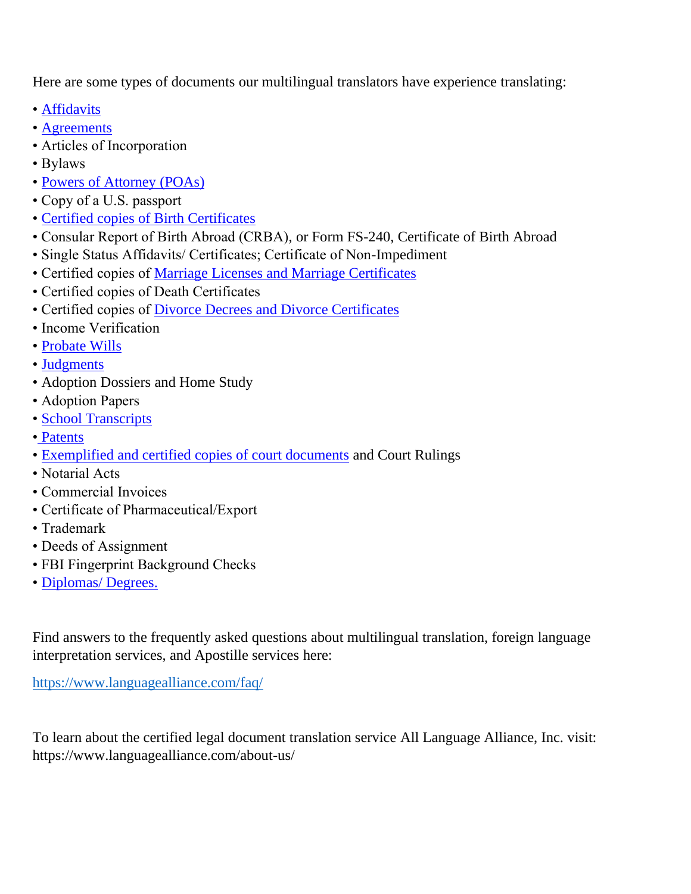Here are some types of documents our multilingual translators have experience translating:

- Affidavits
- Agreements
- Articles of Incorporation
- Bylaws
- Powers of Attorney (POAs)
- Copy of a U.S. passport
- Certified copies of Birth Certificates
- Consular Report of Birth Abroad (CRBA), or Form FS-240, Certificate of Birth Abroad
- Single Status Affidavits/ Certificates; Certificate of Non-Impediment
- Certified copies of Marriage Licenses and Marriage Certificates
- Certified copies of Death Certificates
- Certified copies of Divorce Decrees and Divorce Certificates
- Income Verification
- Probate Wills
- Judgments
- Adoption Dossiers and Home Study
- Adoption Papers
- School Transcripts
- Patents
- Exemplified and certified copies of court documents and Court Rulings
- Notarial Acts
- Commercial Invoices
- Certificate of Pharmaceutical/Export
- Trademark
- Deeds of Assignment
- FBI Fingerprint Background Checks
- Diplomas/ Degrees.

Find answers to the frequently asked questions about multilingual translation, foreign language interpretation services, and Apostille services here:

https://www.languagealliance.com/faq/

To learn about the certified legal document translation service All Language Alliance, Inc. visit: https://www.languagealliance.com/about-us/